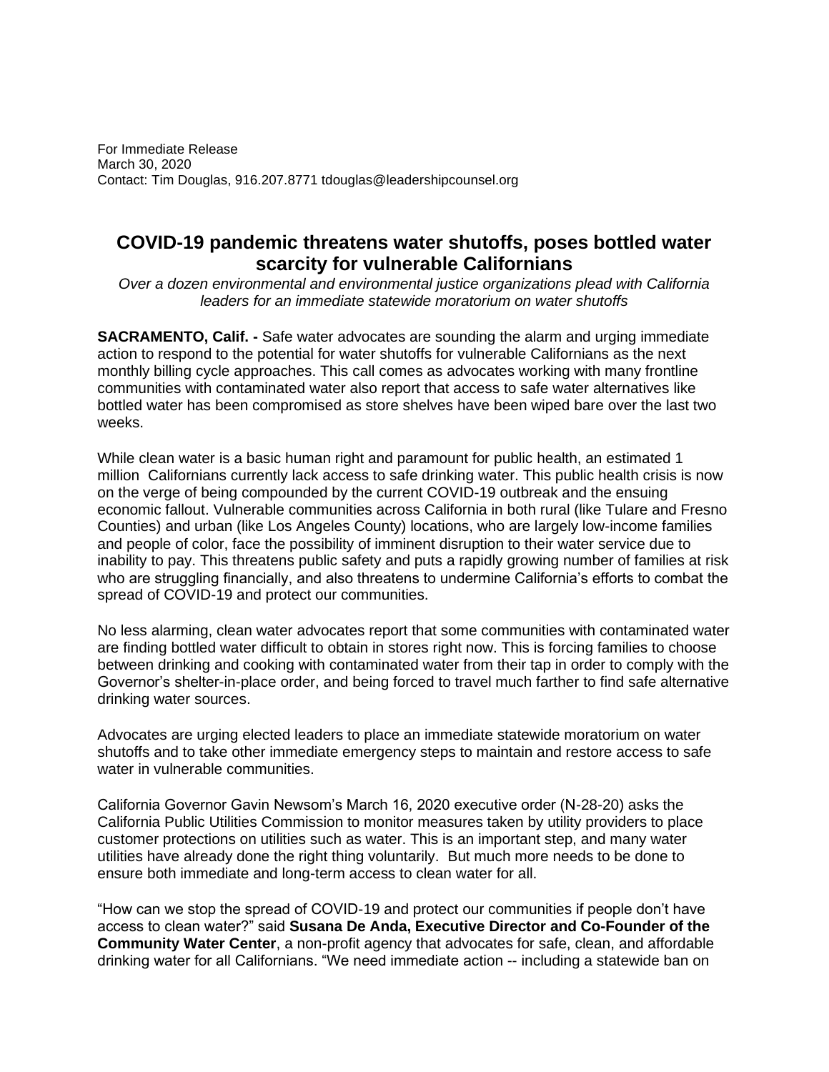For Immediate Release
March 30, 2020
Contact: Tim Douglas, 916.207.8771 tdouglas@leadershipcounsel.org

# COVID-19 pandemic threatens water shutoffs, poses bottled water scarcity for vulnerable Californians

*Over a dozen environmental and environmental justice organizations plead with California leaders for an immediate statewide moratorium on water shutoffs*

**SACRAMENTO, Calif. -** Safe water advocates are sounding the alarm and urging immediate action to respond to the potential for water shutoffs for vulnerable Californians as the next monthly billing cycle approaches. This call comes as advocates working with many frontline communities with contaminated water also report that access to safe water alternatives like bottled water has been compromised as store shelves have been wiped bare over the last two weeks.

While clean water is a basic human right and paramount for public health, an estimated 1 million Californians currently lack access to safe drinking water. This public health crisis is now on the verge of being compounded by the current COVID-19 outbreak and the ensuing economic fallout. Vulnerable communities across California in both rural (like Tulare and Fresno Counties) and urban (like Los Angeles County) locations, who are largely low-income families and people of color, face the possibility of imminent disruption to their water service due to inability to pay. This threatens public safety and puts a rapidly growing number of families at risk who are struggling financially, and also threatens to undermine California's efforts to combat the spread of COVID-19 and protect our communities.

No less alarming, clean water advocates report that some communities with contaminated water are finding bottled water difficult to obtain in stores right now. This is forcing families to choose between drinking and cooking with contaminated water from their tap in order to comply with the Governor's shelter-in-place order, and being forced to travel much farther to find safe alternative drinking water sources.

Advocates are urging elected leaders to place an immediate statewide moratorium on water shutoffs and to take other immediate emergency steps to maintain and restore access to safe water in vulnerable communities.

California Governor Gavin Newsom's March 16, 2020 executive order (N-28-20) asks the California Public Utilities Commission to monitor measures taken by utility providers to place customer protections on utilities such as water. This is an important step, and many water utilities have already done the right thing voluntarily. But much more needs to be done to ensure both immediate and long-term access to clean water for all.

"How can we stop the spread of COVID-19 and protect our communities if people don't have access to clean water?" said **Susana De Anda, Executive Director and Co-Founder of the Community Water Center**, a non-profit agency that advocates for safe, clean, and affordable drinking water for all Californians. "We need immediate action -- including a statewide ban on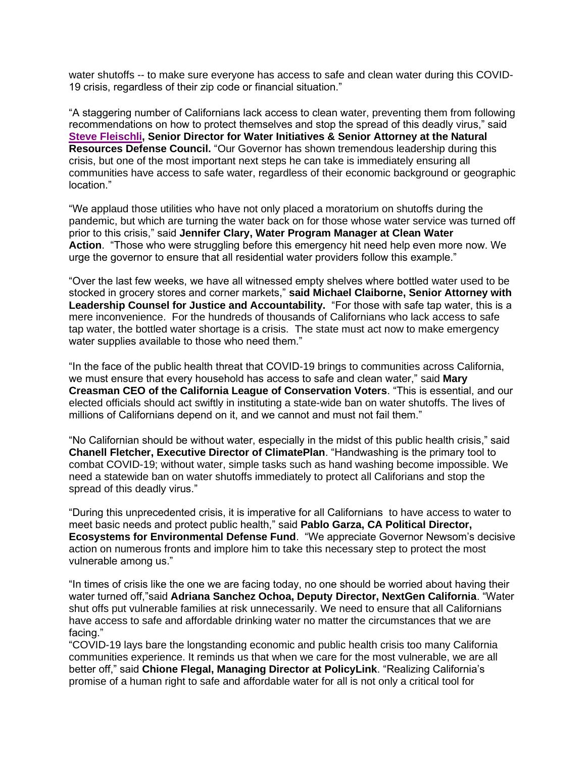water shutoffs -- to make sure everyone has access to safe and clean water during this COVID-19 crisis, regardless of their zip code or financial situation."

"A staggering number of Californians lack access to clean water, preventing them from following recommendations on how to protect themselves and stop the spread of this deadly virus," said **Steve Fleischli, Senior Director for Water Initiatives & Senior Attorney at the Natural Resources Defense Council.** "Our Governor has shown tremendous leadership during this crisis, but one of the most important next steps he can take is immediately ensuring all communities have access to safe water, regardless of their economic background or geographic location."

"We applaud those utilities who have not only placed a moratorium on shutoffs during the pandemic, but which are turning the water back on for those whose water service was turned off prior to this crisis," said **Jennifer Clary, Water Program Manager at Clean Water Action**. "Those who were struggling before this emergency hit need help even more now. We urge the governor to ensure that all residential water providers follow this example."

"Over the last few weeks, we have all witnessed empty shelves where bottled water used to be stocked in grocery stores and corner markets," **said Michael Claiborne, Senior Attorney with Leadership Counsel for Justice and Accountability.** "For those with safe tap water, this is a mere inconvenience. For the hundreds of thousands of Californians who lack access to safe tap water, the bottled water shortage is a crisis. The state must act now to make emergency water supplies available to those who need them."

"In the face of the public health threat that COVID-19 brings to communities across California, we must ensure that every household has access to safe and clean water," said **Mary Creasman CEO of the California League of Conservation Voters**. "This is essential, and our elected officials should act swiftly in instituting a state-wide ban on water shutoffs. The lives of millions of Californians depend on it, and we cannot and must not fail them."

"No Californian should be without water, especially in the midst of this public health crisis," said **Chanell Fletcher, Executive Director of ClimatePlan**. "Handwashing is the primary tool to combat COVID-19; without water, simple tasks such as hand washing become impossible. We need a statewide ban on water shutoffs immediately to protect all Californians and stop the spread of this deadly virus."

"During this unprecedented crisis, it is imperative for all Californians to have access to water to meet basic needs and protect public health," said **Pablo Garza, CA Political Director, Ecosystems for Environmental Defense Fund**. "We appreciate Governor Newsom's decisive action on numerous fronts and implore him to take this necessary step to protect the most vulnerable among us."

"In times of crisis like the one we are facing today, no one should be worried about having their water turned off,"said **Adriana Sanchez Ochoa, Deputy Director, NextGen California**. "Water shut offs put vulnerable families at risk unnecessarily. We need to ensure that all Californians have access to safe and affordable drinking water no matter the circumstances that we are facing."

"COVID-19 lays bare the longstanding economic and public health crisis too many California communities experience. It reminds us that when we care for the most vulnerable, we are all better off," said **Chione Flegal, Managing Director at PolicyLink**. "Realizing California's promise of a human right to safe and affordable water for all is not only a critical tool for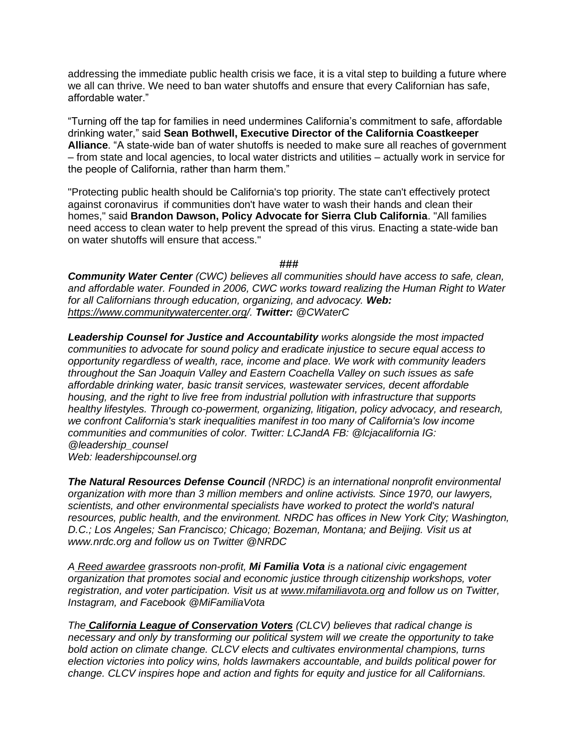addressing the immediate public health crisis we face, it is a vital step to building a future where we all can thrive. We need to ban water shutoffs and ensure that every Californian has safe, affordable water."

"Turning off the tap for families in need undermines California's commitment to safe, affordable drinking water," said **Sean Bothwell, Executive Director of the California Coastkeeper Alliance**. "A state-wide ban of water shutoffs is needed to make sure all reaches of government – from state and local agencies, to local water districts and utilities – actually work in service for the people of California, rather than harm them."

"Protecting public health should be California's top priority. The state can't effectively protect against coronavirus if communities don't have water to wash their hands and clean their homes," said **Brandon Dawson, Policy Advocate for Sierra Club California**. "All families need access to clean water to help prevent the spread of this virus. Enacting a state-wide ban on water shutoffs will ensure that access."

**###**

***Community Water Center*** *(CWC) believes all communities should have access to safe, clean, and affordable water. Founded in 2006, CWC works toward realizing the Human Right to Water for all Californians through education, organizing, and advocacy.* ***Web:*** *https://www.communitywatercenter.org/.* ***Twitter:*** *@CWaterC*

***Leadership Counsel for Justice and Accountability*** *works alongside the most impacted communities to advocate for sound policy and eradicate injustice to secure equal access to opportunity regardless of wealth, race, income and place. We work with community leaders throughout the San Joaquin Valley and Eastern Coachella Valley on such issues as safe affordable drinking water, basic transit services, wastewater services, decent affordable housing, and the right to live free from industrial pollution with infrastructure that supports healthy lifestyles. Through co-powerment, organizing, litigation, policy advocacy, and research, we confront California's stark inequalities manifest in too many of California's low income communities and communities of color. Twitter: LCJandA FB: @lcjacalifornia IG: @leadership_counsel*
*Web: leadershipcounsel.org*

***The Natural Resources Defense Council*** *(NRDC) is an international nonprofit environmental organization with more than 3 million members and online activists. Since 1970, our lawyers, scientists, and other environmental specialists have worked to protect the world's natural resources, public health, and the environment. NRDC has offices in New York City; Washington, D.C.; Los Angeles; San Francisco; Chicago; Bozeman, Montana; and Beijing. Visit us at www.nrdc.org and follow us on Twitter @NRDC*

*A Reed awardee grassroots non-profit,* ***Mi Familia Vota*** *is a national civic engagement organization that promotes social and economic justice through citizenship workshops, voter registration, and voter participation. Visit us at www.mifamiliavota.org and follow us on Twitter, Instagram, and Facebook @MiFamiliaVota*

*The* ***California League of Conservation Voters*** *(CLCV) believes that radical change is necessary and only by transforming our political system will we create the opportunity to take bold action on climate change. CLCV elects and cultivates environmental champions, turns election victories into policy wins, holds lawmakers accountable, and builds political power for change. CLCV inspires hope and action and fights for equity and justice for all Californians.*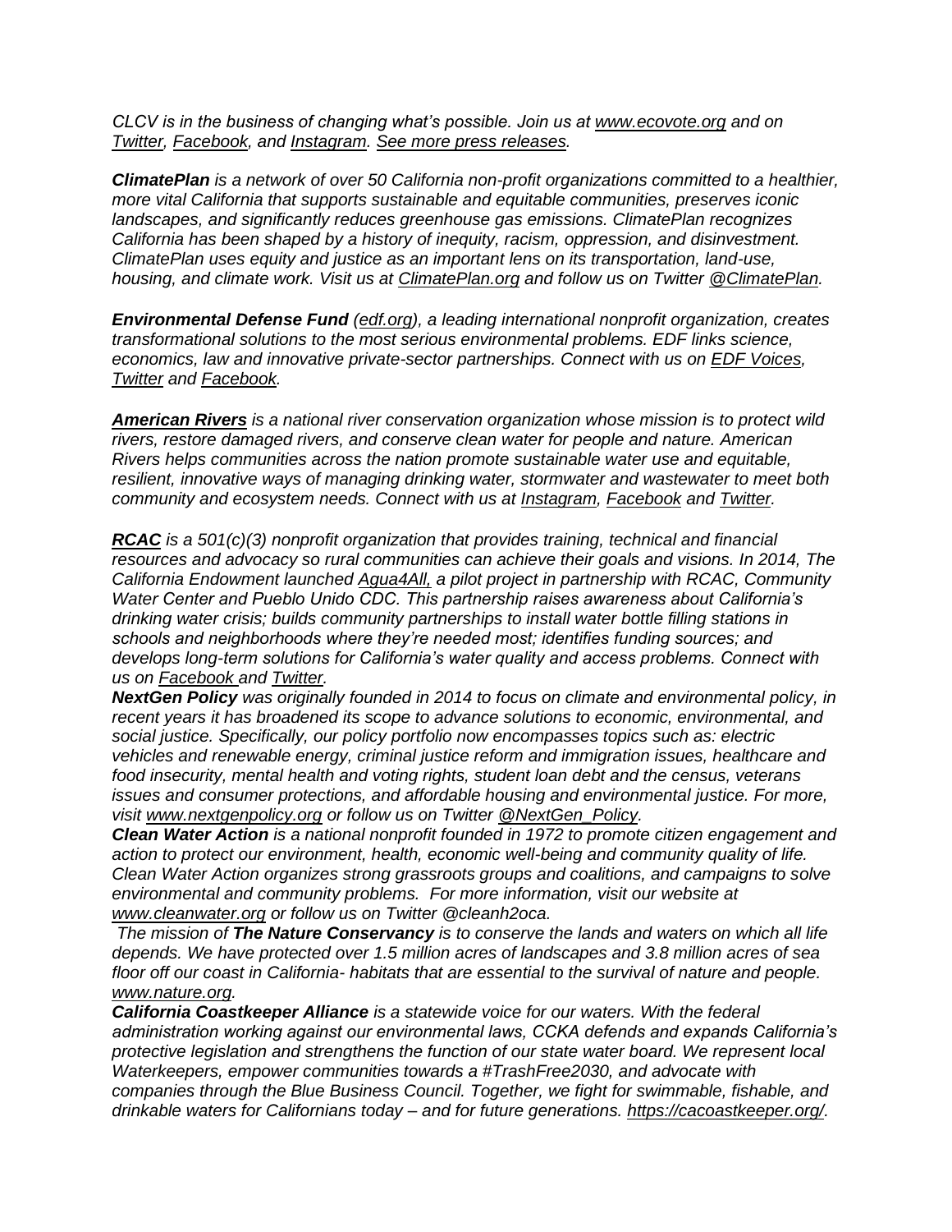*CLCV is in the business of changing what's possible. Join us at www.ecovote.org and on Twitter, Facebook, and Instagram. See more press releases.*

***ClimatePlan** is a network of over 50 California non-profit organizations committed to a healthier, more vital California that supports sustainable and equitable communities, preserves iconic landscapes, and significantly reduces greenhouse gas emissions. ClimatePlan recognizes California has been shaped by a history of inequity, racism, oppression, and disinvestment. ClimatePlan uses equity and justice as an important lens on its transportation, land-use, housing, and climate work. Visit us at ClimatePlan.org and follow us on Twitter @ClimatePlan.*

***Environmental Defense Fund** (edf.org), a leading international nonprofit organization, creates transformational solutions to the most serious environmental problems. EDF links science, economics, law and innovative private-sector partnerships. Connect with us on EDF Voices, Twitter and Facebook.*

***American Rivers** is a national river conservation organization whose mission is to protect wild rivers, restore damaged rivers, and conserve clean water for people and nature. American Rivers helps communities across the nation promote sustainable water use and equitable, resilient, innovative ways of managing drinking water, stormwater and wastewater to meet both community and ecosystem needs. Connect with us at Instagram, Facebook and Twitter.*

***RCAC** is a 501(c)(3) nonprofit organization that provides training, technical and financial resources and advocacy so rural communities can achieve their goals and visions. In 2014, The California Endowment launched Agua4All, a pilot project in partnership with RCAC, Community Water Center and Pueblo Unido CDC. This partnership raises awareness about California's drinking water crisis; builds community partnerships to install water bottle filling stations in schools and neighborhoods where they're needed most; identifies funding sources; and develops long-term solutions for California's water quality and access problems. Connect with us on Facebook and Twitter.*

***NextGen Policy** was originally founded in 2014 to focus on climate and environmental policy, in recent years it has broadened its scope to advance solutions to economic, environmental, and social justice. Specifically, our policy portfolio now encompasses topics such as: electric vehicles and renewable energy, criminal justice reform and immigration issues, healthcare and food insecurity, mental health and voting rights, student loan debt and the census, veterans issues and consumer protections, and affordable housing and environmental justice. For more, visit www.nextgenpolicy.org or follow us on Twitter @NextGen_Policy.*

***Clean Water Action** is a national nonprofit founded in 1972 to promote citizen engagement and action to protect our environment, health, economic well-being and community quality of life. Clean Water Action organizes strong grassroots groups and coalitions, and campaigns to solve environmental and community problems. For more information, visit our website at www.cleanwater.org or follow us on Twitter @cleanh2oca.*

*The mission of **The Nature Conservancy** is to conserve the lands and waters on which all life depends. We have protected over 1.5 million acres of landscapes and 3.8 million acres of sea floor off our coast in California- habitats that are essential to the survival of nature and people. www.nature.org.*

***California Coastkeeper Alliance** is a statewide voice for our waters. With the federal administration working against our environmental laws, CCKA defends and expands California's protective legislation and strengthens the function of our state water board. We represent local Waterkeepers, empower communities towards a #TrashFree2030, and advocate with companies through the Blue Business Council. Together, we fight for swimmable, fishable, and drinkable waters for Californians today – and for future generations. https://cacoastkeeper.org/.*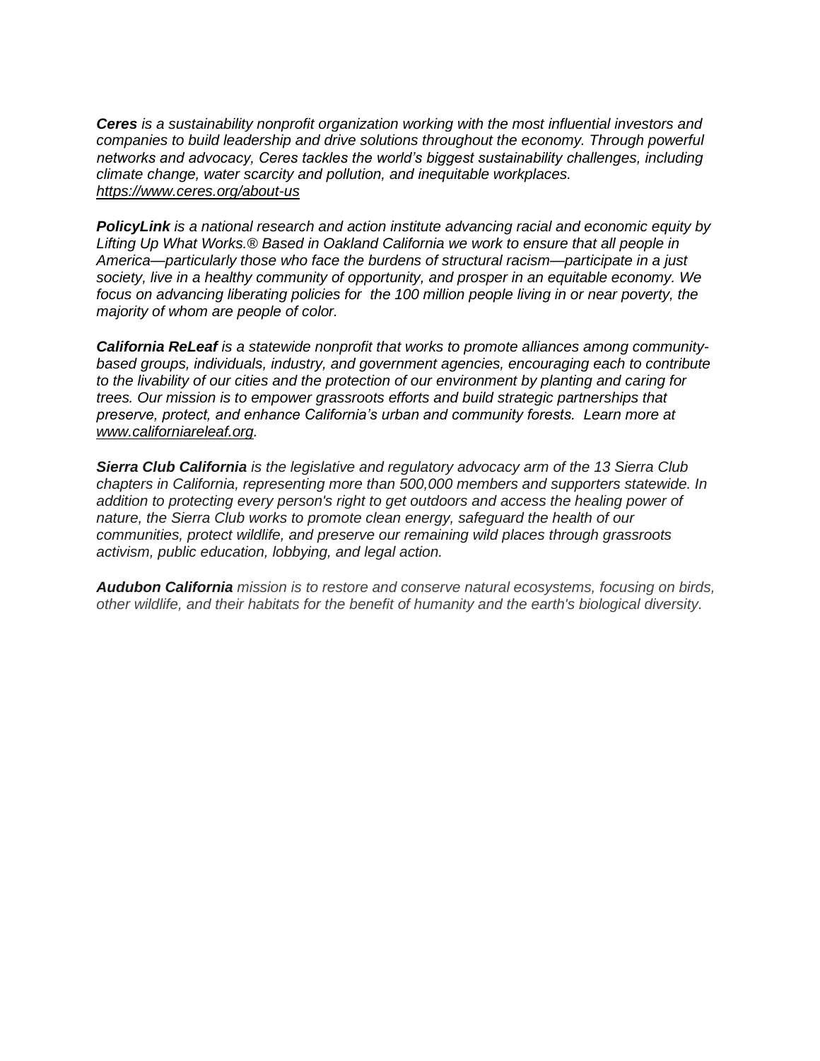***Ceres*** *is a sustainability nonprofit organization working with the most influential investors and companies to build leadership and drive solutions throughout the economy. Through powerful networks and advocacy, Ceres tackles the world's biggest sustainability challenges, including climate change, water scarcity and pollution, and inequitable workplaces.* *https://www.ceres.org/about-us*

***PolicyLink*** *is a national research and action institute advancing racial and economic equity by Lifting Up What Works.® Based in Oakland California we work to ensure that all people in America—particularly those who face the burdens of structural racism—participate in a just society, live in a healthy community of opportunity, and prosper in an equitable economy. We focus on advancing liberating policies for the 100 million people living in or near poverty, the majority of whom are people of color.*

***California ReLeaf*** *is a statewide nonprofit that works to promote alliances among community-based groups, individuals, industry, and government agencies, encouraging each to contribute to the livability of our cities and the protection of our environment by planting and caring for trees. Our mission is to empower grassroots efforts and build strategic partnerships that preserve, protect, and enhance California's urban and community forests. Learn more at* *www.californiareleaf.org.*

***Sierra Club California*** *is the legislative and regulatory advocacy arm of the 13 Sierra Club chapters in California, representing more than 500,000 members and supporters statewide. In addition to protecting every person's right to get outdoors and access the healing power of nature, the Sierra Club works to promote clean energy, safeguard the health of our communities, protect wildlife, and preserve our remaining wild places through grassroots activism, public education, lobbying, and legal action.*

***Audubon California*** *mission is to restore and conserve natural ecosystems, focusing on birds, other wildlife, and their habitats for the benefit of humanity and the earth's biological diversity.*